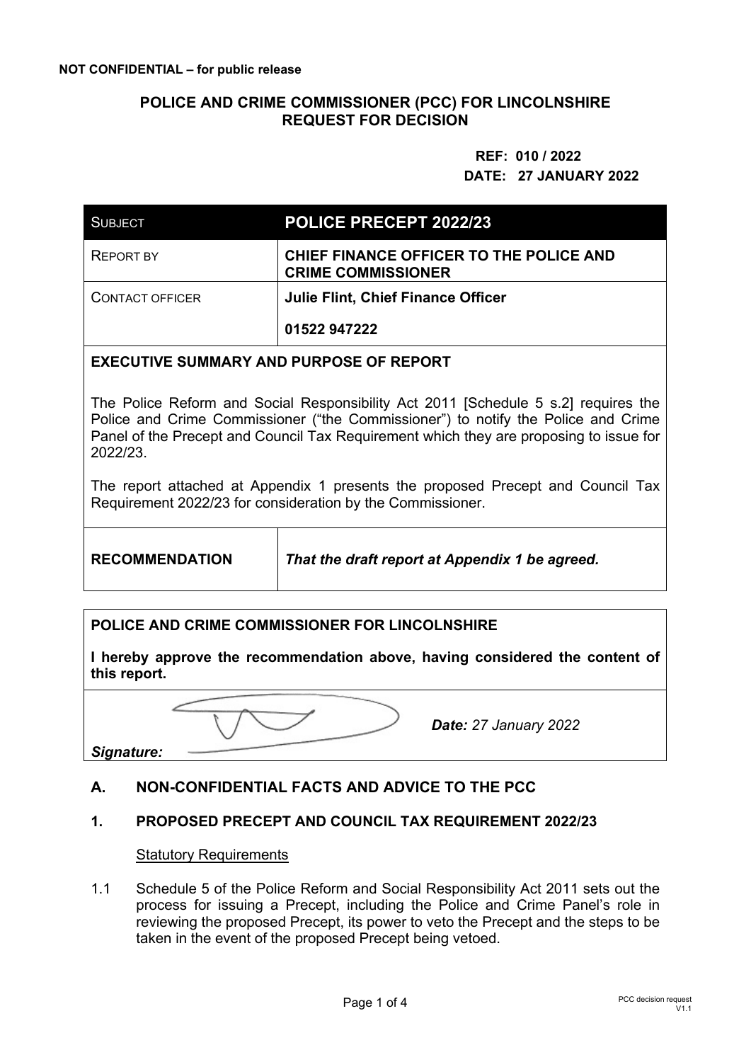**NOT CONFIDENTIAL – for public release**

# POLICE AND CRIME COMMISSIONER (PCC) FOR LINCOLNSHIRE REQUEST FOR DECISION

**REF: 010 / 2022**
**DATE: 27 JANUARY 2022**

| SUBJECT | **POLICE PRECEPT 2022/23** |
| --- | --- |
| REPORT BY | **CHIEF FINANCE OFFICER TO THE POLICE AND CRIME COMMISSIONER** |
| CONTACT OFFICER | **Julie Flint, Chief Finance Officer**<br>**01522 947222** |

**EXECUTIVE SUMMARY AND PURPOSE OF REPORT**

The Police Reform and Social Responsibility Act 2011 [Schedule 5 s.2] requires the Police and Crime Commissioner ("the Commissioner") to notify the Police and Crime Panel of the Precept and Council Tax Requirement which they are proposing to issue for 2022/23.

The report attached at Appendix 1 presents the proposed Precept and Council Tax Requirement 2022/23 for consideration by the Commissioner.

| **RECOMMENDATION** | ***That the draft report at Appendix 1 be agreed.*** |
| --- | --- |

**POLICE AND CRIME COMMISSIONER FOR LINCOLNSHIRE**

**I hereby approve the recommendation above, having considered the content of this report.**

***Signature:*** ***Date:*** *27 January 2022*

## A. NON-CONFIDENTIAL FACTS AND ADVICE TO THE PCC

### 1. PROPOSED PRECEPT AND COUNCIL TAX REQUIREMENT 2022/23

Statutory Requirements

1.1 Schedule 5 of the Police Reform and Social Responsibility Act 2011 sets out the process for issuing a Precept, including the Police and Crime Panel's role in reviewing the proposed Precept, its power to veto the Precept and the steps to be taken in the event of the proposed Precept being vetoed.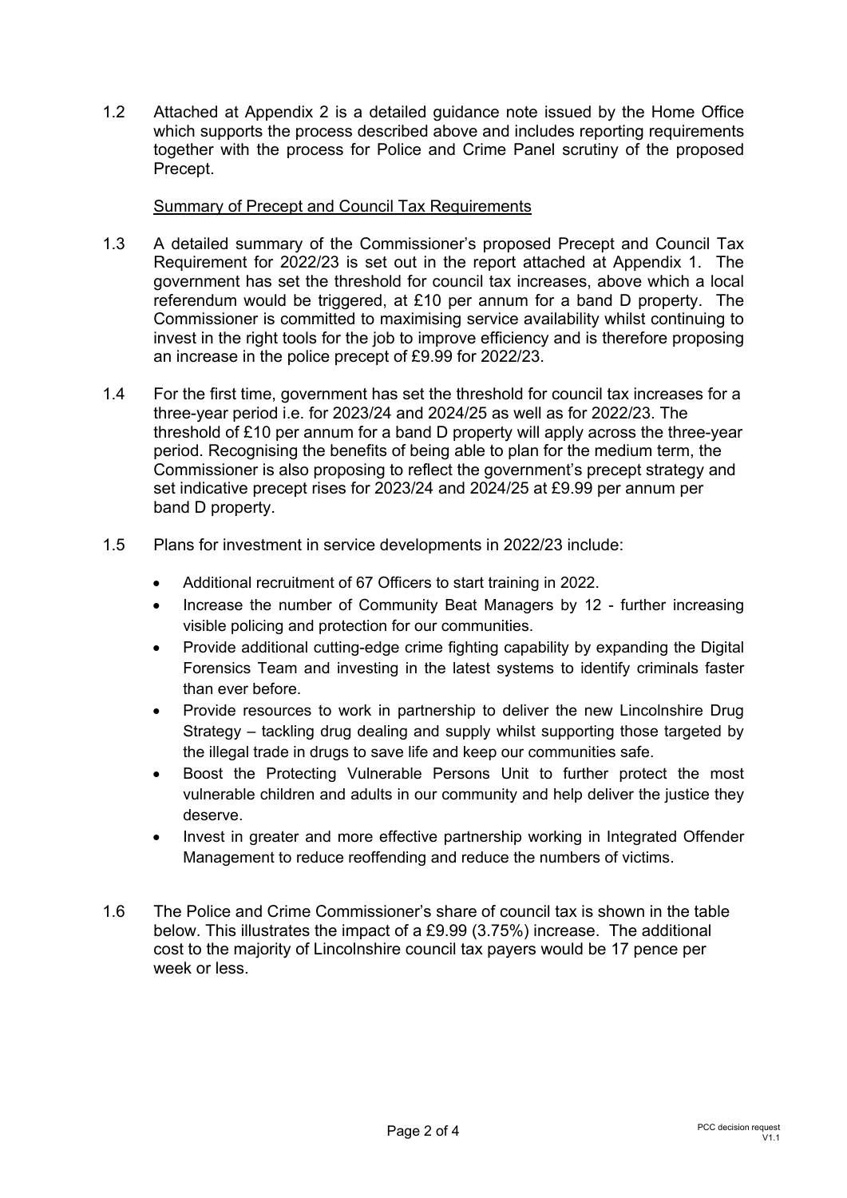1.2 Attached at Appendix 2 is a detailed guidance note issued by the Home Office which supports the process described above and includes reporting requirements together with the process for Police and Crime Panel scrutiny of the proposed Precept.

<u>Summary of Precept and Council Tax Requirements</u>

1.3 A detailed summary of the Commissioner's proposed Precept and Council Tax Requirement for 2022/23 is set out in the report attached at Appendix 1. The government has set the threshold for council tax increases, above which a local referendum would be triggered, at £10 per annum for a band D property. The Commissioner is committed to maximising service availability whilst continuing to invest in the right tools for the job to improve efficiency and is therefore proposing an increase in the police precept of £9.99 for 2022/23.

1.4 For the first time, government has set the threshold for council tax increases for a three-year period i.e. for 2023/24 and 2024/25 as well as for 2022/23. The threshold of £10 per annum for a band D property will apply across the three-year period. Recognising the benefits of being able to plan for the medium term, the Commissioner is also proposing to reflect the government's precept strategy and set indicative precept rises for 2023/24 and 2024/25 at £9.99 per annum per band D property.

1.5 Plans for investment in service developments in 2022/23 include:

- Additional recruitment of 67 Officers to start training in 2022.
- Increase the number of Community Beat Managers by 12 - further increasing visible policing and protection for our communities.
- Provide additional cutting-edge crime fighting capability by expanding the Digital Forensics Team and investing in the latest systems to identify criminals faster than ever before.
- Provide resources to work in partnership to deliver the new Lincolnshire Drug Strategy – tackling drug dealing and supply whilst supporting those targeted by the illegal trade in drugs to save life and keep our communities safe.
- Boost the Protecting Vulnerable Persons Unit to further protect the most vulnerable children and adults in our community and help deliver the justice they deserve.
- Invest in greater and more effective partnership working in Integrated Offender Management to reduce reoffending and reduce the numbers of victims.

1.6 The Police and Crime Commissioner's share of council tax is shown in the table below. This illustrates the impact of a £9.99 (3.75%) increase. The additional cost to the majority of Lincolnshire council tax payers would be 17 pence per week or less.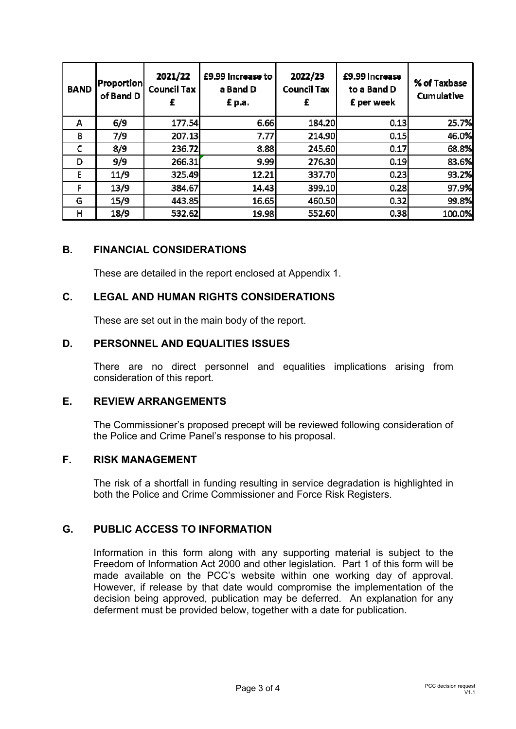| BAND | Proportion of Band D | 2021/22 Council Tax £ | £9.99 Increase to a Band D £ p.a. | 2022/23 Council Tax £ | £9.99 Increase to a Band D £ per week | % of Taxbase Cumulative |
|---|---|---|---|---|---|---|
| A | 6/9 | 177.54 | 6.66 | 184.20 | 0.13 | 25.7% |
| B | 7/9 | 207.13 | 7.77 | 214.90 | 0.15 | 46.0% |
| C | 8/9 | 236.72 | 8.88 | 245.60 | 0.17 | 68.8% |
| D | 9/9 | 266.31 | 9.99 | 276.30 | 0.19 | 83.6% |
| E | 11/9 | 325.49 | 12.21 | 337.70 | 0.23 | 93.2% |
| F | 13/9 | 384.67 | 14.43 | 399.10 | 0.28 | 97.9% |
| G | 15/9 | 443.85 | 16.65 | 460.50 | 0.32 | 99.8% |
| H | 18/9 | 532.62 | 19.98 | 552.60 | 0.38 | 100.0% |

## B. FINANCIAL CONSIDERATIONS

These are detailed in the report enclosed at Appendix 1.

## C. LEGAL AND HUMAN RIGHTS CONSIDERATIONS

These are set out in the main body of the report.

## D. PERSONNEL AND EQUALITIES ISSUES

There are no direct personnel and equalities implications arising from consideration of this report.

## E. REVIEW ARRANGEMENTS

The Commissioner's proposed precept will be reviewed following consideration of the Police and Crime Panel's response to his proposal.

## F. RISK MANAGEMENT

The risk of a shortfall in funding resulting in service degradation is highlighted in both the Police and Crime Commissioner and Force Risk Registers.

## G. PUBLIC ACCESS TO INFORMATION

Information in this form along with any supporting material is subject to the Freedom of Information Act 2000 and other legislation. Part 1 of this form will be made available on the PCC's website within one working day of approval. However, if release by that date would compromise the implementation of the decision being approved, publication may be deferred. An explanation for any deferment must be provided below, together with a date for publication.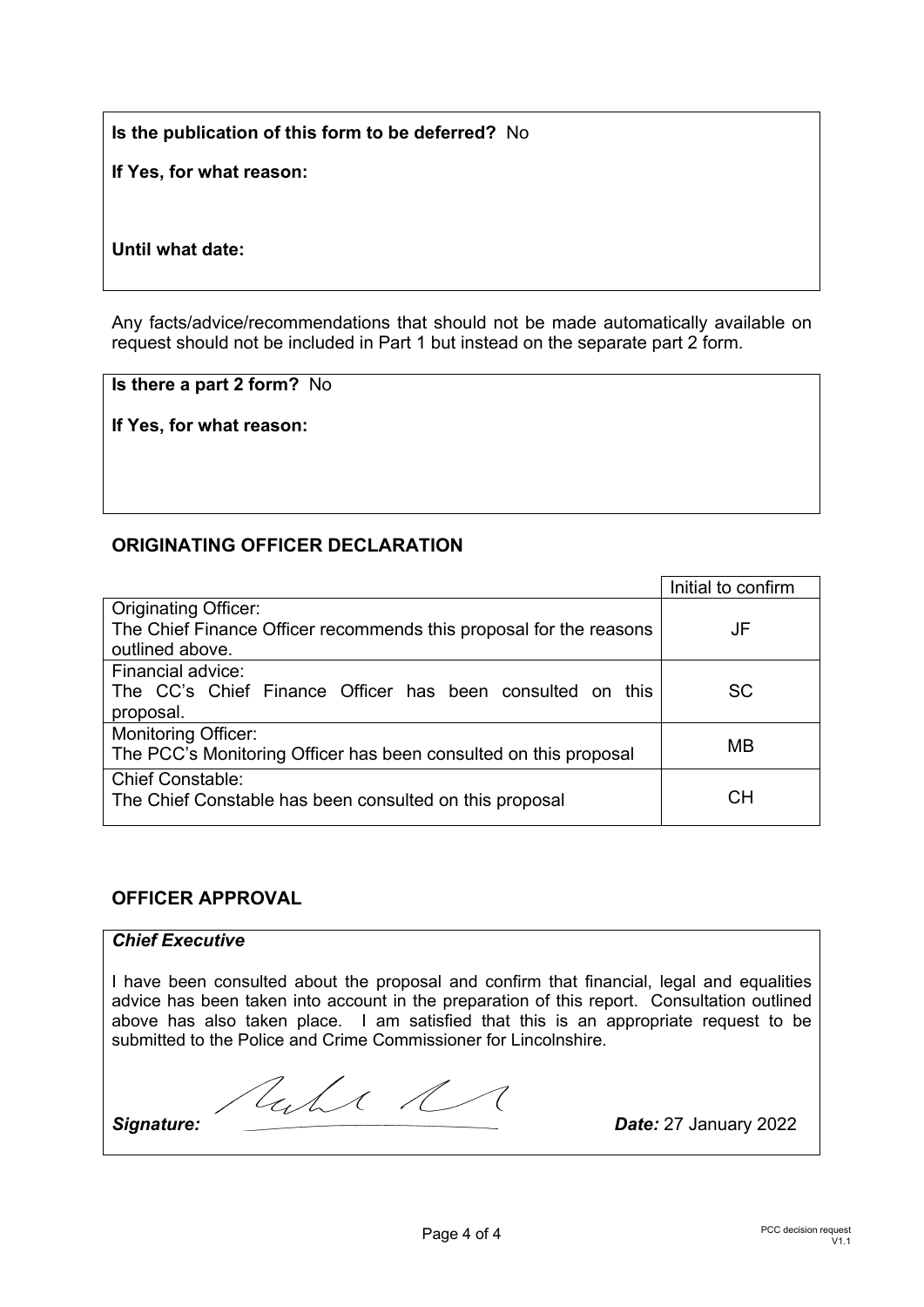**Is the publication of this form to be deferred?** No

**If Yes, for what reason:**

**Until what date:**

Any facts/advice/recommendations that should not be made automatically available on request should not be included in Part 1 but instead on the separate part 2 form.

**Is there a part 2 form?** No

**If Yes, for what reason:**

## ORIGINATING OFFICER DECLARATION

| | Initial to confirm |
|---|---|
| Originating Officer:<br>The Chief Finance Officer recommends this proposal for the reasons outlined above. | JF |
| Financial advice:<br>The CC's Chief Finance Officer has been consulted on this proposal. | SC |
| Monitoring Officer:<br>The PCC's Monitoring Officer has been consulted on this proposal | MB |
| Chief Constable:<br>The Chief Constable has been consulted on this proposal | CH |

## OFFICER APPROVAL

***Chief Executive***

I have been consulted about the proposal and confirm that financial, legal and equalities advice has been taken into account in the preparation of this report. Consultation outlined above has also taken place. I am satisfied that this is an appropriate request to be submitted to the Police and Crime Commissioner for Lincolnshire.

***Signature:*** **Date:** 27 January 2022